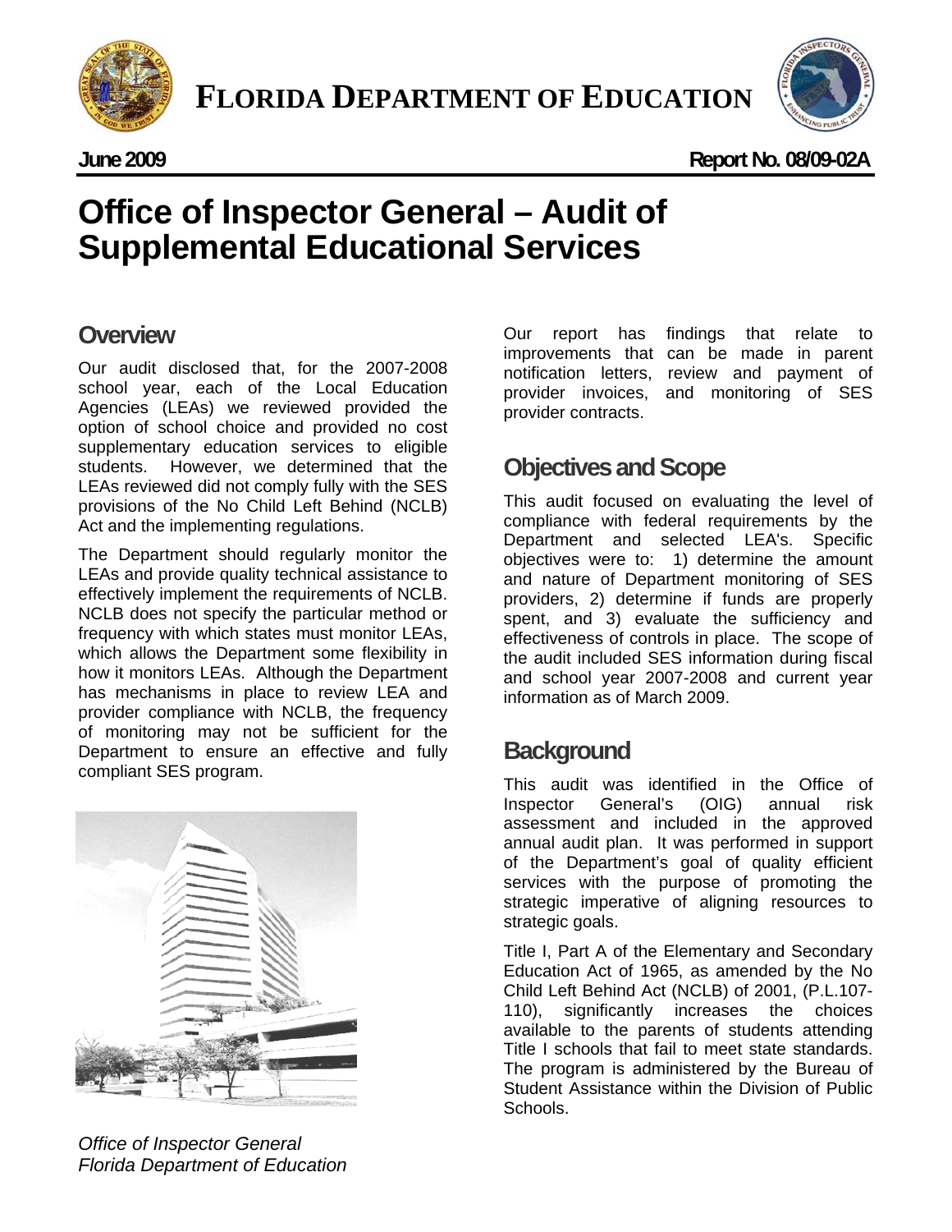# FLORIDA DEPARTMENT OF EDUCATION

**June 2009** **Report No. 08/09-02A**

# Office of Inspector General – Audit of Supplemental Educational Services

## Overview

Our audit disclosed that, for the 2007-2008 school year, each of the Local Education Agencies (LEAs) we reviewed provided the option of school choice and provided no cost supplementary education services to eligible students. However, we determined that the LEAs reviewed did not comply fully with the SES provisions of the No Child Left Behind (NCLB) Act and the implementing regulations.

The Department should regularly monitor the LEAs and provide quality technical assistance to effectively implement the requirements of NCLB. NCLB does not specify the particular method or frequency with which states must monitor LEAs, which allows the Department some flexibility in how it monitors LEAs. Although the Department has mechanisms in place to review LEA and provider compliance with NCLB, the frequency of monitoring may not be sufficient for the Department to ensure an effective and fully compliant SES program.

*Office of Inspector General*
*Florida Department of Education*

Our report has findings that relate to improvements that can be made in parent notification letters, review and payment of provider invoices, and monitoring of SES provider contracts.

## Objectives and Scope

This audit focused on evaluating the level of compliance with federal requirements by the Department and selected LEA's. Specific objectives were to: 1) determine the amount and nature of Department monitoring of SES providers, 2) determine if funds are properly spent, and 3) evaluate the sufficiency and effectiveness of controls in place. The scope of the audit included SES information during fiscal and school year 2007-2008 and current year information as of March 2009.

## Background

This audit was identified in the Office of Inspector General's (OIG) annual risk assessment and included in the approved annual audit plan. It was performed in support of the Department's goal of quality efficient services with the purpose of promoting the strategic imperative of aligning resources to strategic goals.

Title I, Part A of the Elementary and Secondary Education Act of 1965, as amended by the No Child Left Behind Act (NCLB) of 2001, (P.L.107-110), significantly increases the choices available to the parents of students attending Title I schools that fail to meet state standards. The program is administered by the Bureau of Student Assistance within the Division of Public Schools.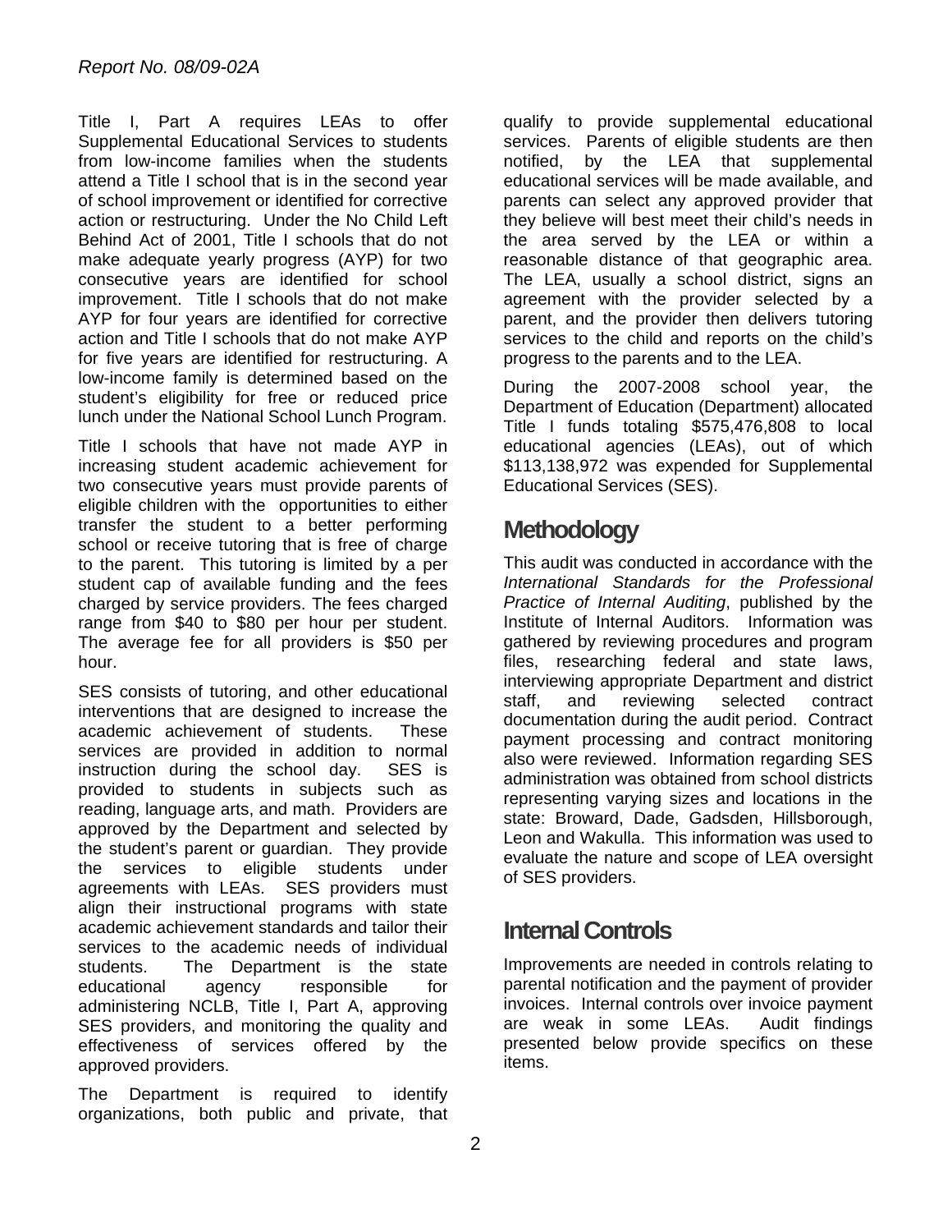Title I, Part A requires LEAs to offer Supplemental Educational Services to students from low-income families when the students attend a Title I school that is in the second year of school improvement or identified for corrective action or restructuring. Under the No Child Left Behind Act of 2001, Title I schools that do not make adequate yearly progress (AYP) for two consecutive years are identified for school improvement. Title I schools that do not make AYP for four years are identified for corrective action and Title I schools that do not make AYP for five years are identified for restructuring. A low-income family is determined based on the student's eligibility for free or reduced price lunch under the National School Lunch Program.

Title I schools that have not made AYP in increasing student academic achievement for two consecutive years must provide parents of eligible children with the opportunities to either transfer the student to a better performing school or receive tutoring that is free of charge to the parent. This tutoring is limited by a per student cap of available funding and the fees charged by service providers. The fees charged range from $40 to $80 per hour per student. The average fee for all providers is $50 per hour.

SES consists of tutoring, and other educational interventions that are designed to increase the academic achievement of students. These services are provided in addition to normal instruction during the school day. SES is provided to students in subjects such as reading, language arts, and math. Providers are approved by the Department and selected by the student's parent or guardian. They provide the services to eligible students under agreements with LEAs. SES providers must align their instructional programs with state academic achievement standards and tailor their services to the academic needs of individual students. The Department is the state educational agency responsible for administering NCLB, Title I, Part A, approving SES providers, and monitoring the quality and effectiveness of services offered by the approved providers.

The Department is required to identify organizations, both public and private, that qualify to provide supplemental educational services. Parents of eligible students are then notified, by the LEA that supplemental educational services will be made available, and parents can select any approved provider that they believe will best meet their child's needs in the area served by the LEA or within a reasonable distance of that geographic area. The LEA, usually a school district, signs an agreement with the provider selected by a parent, and the provider then delivers tutoring services to the child and reports on the child's progress to the parents and to the LEA.

During the 2007-2008 school year, the Department of Education (Department) allocated Title I funds totaling $575,476,808 to local educational agencies (LEAs), out of which $113,138,972 was expended for Supplemental Educational Services (SES).

## Methodology

This audit was conducted in accordance with the *International Standards for the Professional Practice of Internal Auditing*, published by the Institute of Internal Auditors. Information was gathered by reviewing procedures and program files, researching federal and state laws, interviewing appropriate Department and district staff, and reviewing selected contract documentation during the audit period. Contract payment processing and contract monitoring also were reviewed. Information regarding SES administration was obtained from school districts representing varying sizes and locations in the state: Broward, Dade, Gadsden, Hillsborough, Leon and Wakulla. This information was used to evaluate the nature and scope of LEA oversight of SES providers.

## Internal Controls

Improvements are needed in controls relating to parental notification and the payment of provider invoices. Internal controls over invoice payment are weak in some LEAs. Audit findings presented below provide specifics on these items.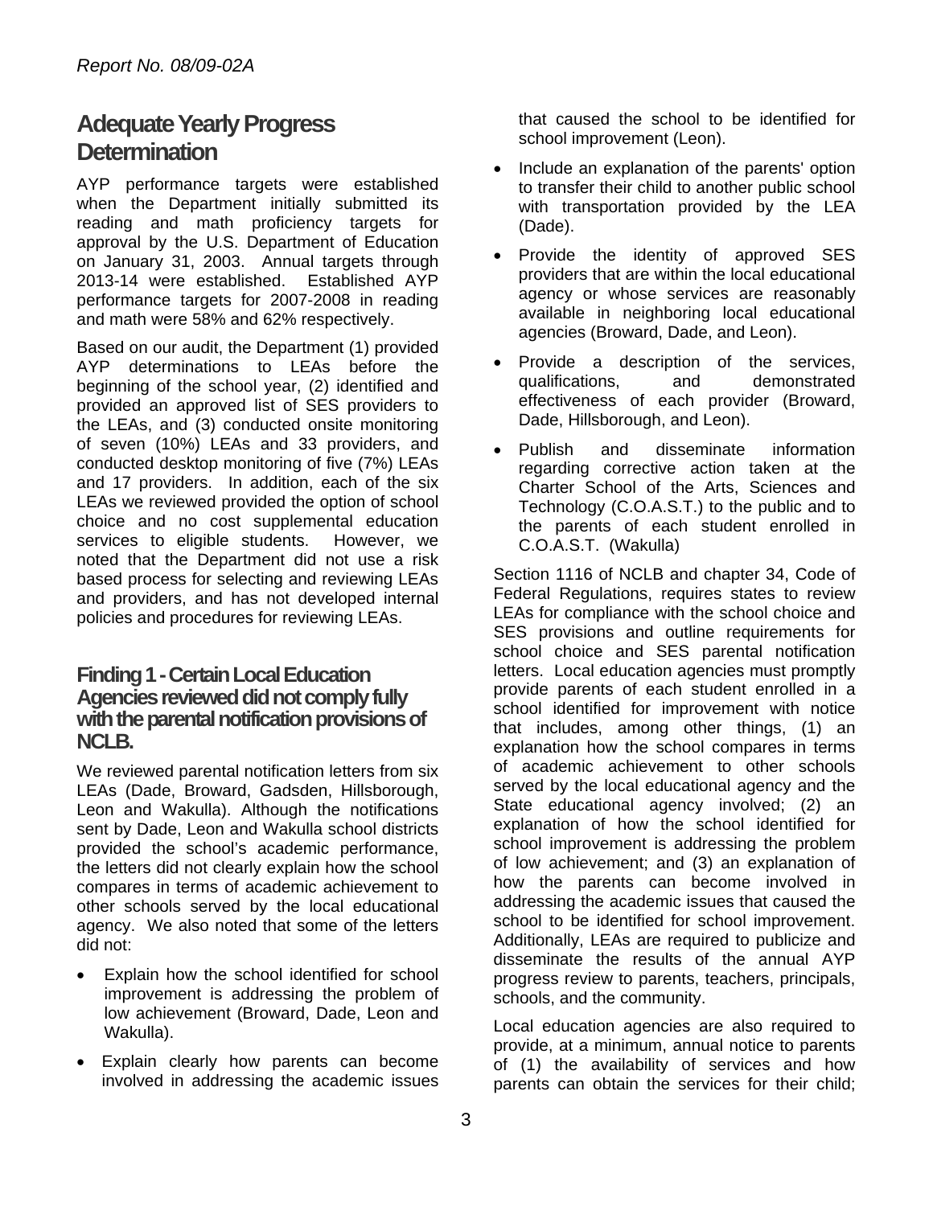## Adequate Yearly Progress Determination

AYP performance targets were established when the Department initially submitted its reading and math proficiency targets for approval by the U.S. Department of Education on January 31, 2003. Annual targets through 2013-14 were established. Established AYP performance targets for 2007-2008 in reading and math were 58% and 62% respectively.

Based on our audit, the Department (1) provided AYP determinations to LEAs before the beginning of the school year, (2) identified and provided an approved list of SES providers to the LEAs, and (3) conducted onsite monitoring of seven (10%) LEAs and 33 providers, and conducted desktop monitoring of five (7%) LEAs and 17 providers. In addition, each of the six LEAs we reviewed provided the option of school choice and no cost supplemental education services to eligible students. However, we noted that the Department did not use a risk based process for selecting and reviewing LEAs and providers, and has not developed internal policies and procedures for reviewing LEAs.

### Finding 1 - Certain Local Education Agencies reviewed did not comply fully with the parental notification provisions of NCLB.

We reviewed parental notification letters from six LEAs (Dade, Broward, Gadsden, Hillsborough, Leon and Wakulla). Although the notifications sent by Dade, Leon and Wakulla school districts provided the school's academic performance, the letters did not clearly explain how the school compares in terms of academic achievement to other schools served by the local educational agency. We also noted that some of the letters did not:

- Explain how the school identified for school improvement is addressing the problem of low achievement (Broward, Dade, Leon and Wakulla).
- Explain clearly how parents can become involved in addressing the academic issues that caused the school to be identified for school improvement (Leon).
- Include an explanation of the parents' option to transfer their child to another public school with transportation provided by the LEA (Dade).
- Provide the identity of approved SES providers that are within the local educational agency or whose services are reasonably available in neighboring local educational agencies (Broward, Dade, and Leon).
- Provide a description of the services, qualifications, and demonstrated effectiveness of each provider (Broward, Dade, Hillsborough, and Leon).
- Publish and disseminate information regarding corrective action taken at the Charter School of the Arts, Sciences and Technology (C.O.A.S.T.) to the public and to the parents of each student enrolled in C.O.A.S.T. (Wakulla)

Section 1116 of NCLB and chapter 34, Code of Federal Regulations, requires states to review LEAs for compliance with the school choice and SES provisions and outline requirements for school choice and SES parental notification letters. Local education agencies must promptly provide parents of each student enrolled in a school identified for improvement with notice that includes, among other things, (1) an explanation how the school compares in terms of academic achievement to other schools served by the local educational agency and the State educational agency involved; (2) an explanation of how the school identified for school improvement is addressing the problem of low achievement; and (3) an explanation of how the parents can become involved in addressing the academic issues that caused the school to be identified for school improvement. Additionally, LEAs are required to publicize and disseminate the results of the annual AYP progress review to parents, teachers, principals, schools, and the community.

Local education agencies are also required to provide, at a minimum, annual notice to parents of (1) the availability of services and how parents can obtain the services for their child;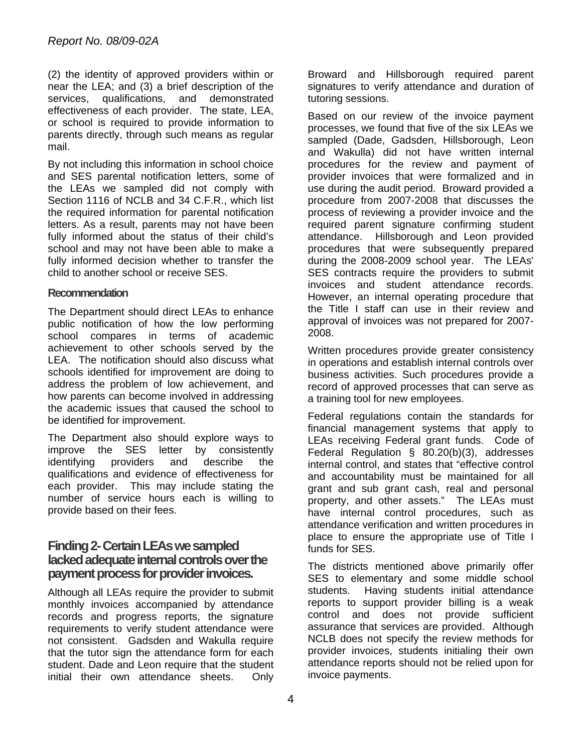(2) the identity of approved providers within or near the LEA; and (3) a brief description of the services, qualifications, and demonstrated effectiveness of each provider. The state, LEA, or school is required to provide information to parents directly, through such means as regular mail.

By not including this information in school choice and SES parental notification letters, some of the LEAs we sampled did not comply with Section 1116 of NCLB and 34 C.F.R., which list the required information for parental notification letters. As a result, parents may not have been fully informed about the status of their child's school and may not have been able to make a fully informed decision whether to transfer the child to another school or receive SES.

### Recommendation

The Department should direct LEAs to enhance public notification of how the low performing school compares in terms of academic achievement to other schools served by the LEA. The notification should also discuss what schools identified for improvement are doing to address the problem of low achievement, and how parents can become involved in addressing the academic issues that caused the school to be identified for improvement.

The Department also should explore ways to improve the SES letter by consistently identifying providers and describe the qualifications and evidence of effectiveness for each provider. This may include stating the number of service hours each is willing to provide based on their fees.

## Finding 2- Certain LEAs we sampled lacked adequate internal controls over the payment process for provider invoices.

Although all LEAs require the provider to submit monthly invoices accompanied by attendance records and progress reports, the signature requirements to verify student attendance were not consistent. Gadsden and Wakulla require that the tutor sign the attendance form for each student. Dade and Leon require that the student initial their own attendance sheets. Only Broward and Hillsborough required parent signatures to verify attendance and duration of tutoring sessions.

Based on our review of the invoice payment processes, we found that five of the six LEAs we sampled (Dade, Gadsden, Hillsborough, Leon and Wakulla) did not have written internal procedures for the review and payment of provider invoices that were formalized and in use during the audit period. Broward provided a procedure from 2007-2008 that discusses the process of reviewing a provider invoice and the required parent signature confirming student attendance. Hillsborough and Leon provided procedures that were subsequently prepared during the 2008-2009 school year. The LEAs' SES contracts require the providers to submit invoices and student attendance records. However, an internal operating procedure that the Title I staff can use in their review and approval of invoices was not prepared for 2007-2008.

Written procedures provide greater consistency in operations and establish internal controls over business activities. Such procedures provide a record of approved processes that can serve as a training tool for new employees.

Federal regulations contain the standards for financial management systems that apply to LEAs receiving Federal grant funds. Code of Federal Regulation § 80.20(b)(3), addresses internal control, and states that "effective control and accountability must be maintained for all grant and sub grant cash, real and personal property, and other assets." The LEAs must have internal control procedures, such as attendance verification and written procedures in place to ensure the appropriate use of Title I funds for SES.

The districts mentioned above primarily offer SES to elementary and some middle school students. Having students initial attendance reports to support provider billing is a weak control and does not provide sufficient assurance that services are provided. Although NCLB does not specify the review methods for provider invoices, students initialing their own attendance reports should not be relied upon for invoice payments.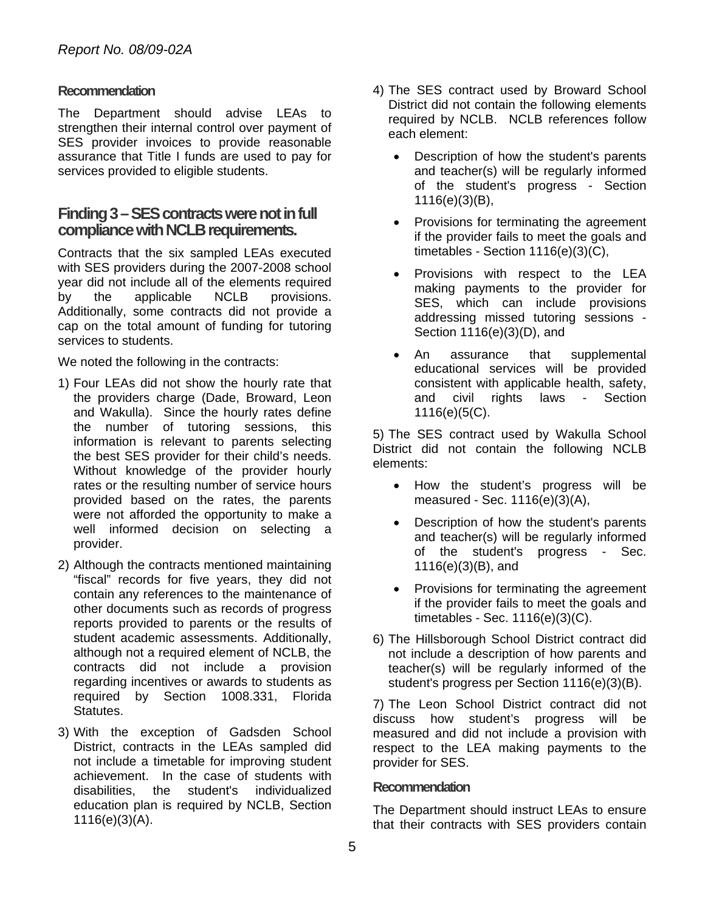### Recommendation

The Department should advise LEAs to strengthen their internal control over payment of SES provider invoices to provide reasonable assurance that Title I funds are used to pay for services provided to eligible students.

## Finding 3 – SES contracts were not in full compliance with NCLB requirements.

Contracts that the six sampled LEAs executed with SES providers during the 2007-2008 school year did not include all of the elements required by the applicable NCLB provisions. Additionally, some contracts did not provide a cap on the total amount of funding for tutoring services to students.

We noted the following in the contracts:

1) Four LEAs did not show the hourly rate that the providers charge (Dade, Broward, Leon and Wakulla). Since the hourly rates define the number of tutoring sessions, this information is relevant to parents selecting the best SES provider for their child's needs. Without knowledge of the provider hourly rates or the resulting number of service hours provided based on the rates, the parents were not afforded the opportunity to make a well informed decision on selecting a provider.
2) Although the contracts mentioned maintaining "fiscal" records for five years, they did not contain any references to the maintenance of other documents such as records of progress reports provided to parents or the results of student academic assessments. Additionally, although not a required element of NCLB, the contracts did not include a provision regarding incentives or awards to students as required by Section 1008.331, Florida Statutes.
3) With the exception of Gadsden School District, contracts in the LEAs sampled did not include a timetable for improving student achievement. In the case of students with disabilities, the student's individualized education plan is required by NCLB, Section 1116(e)(3)(A).
4) The SES contract used by Broward School District did not contain the following elements required by NCLB. NCLB references follow each element:
   - Description of how the student's parents and teacher(s) will be regularly informed of the student's progress - Section 1116(e)(3)(B),
   - Provisions for terminating the agreement if the provider fails to meet the goals and timetables - Section 1116(e)(3)(C),
   - Provisions with respect to the LEA making payments to the provider for SES, which can include provisions addressing missed tutoring sessions - Section 1116(e)(3)(D), and
   - An assurance that supplemental educational services will be provided consistent with applicable health, safety, and civil rights laws - Section 1116(e)(5(C).

5) The SES contract used by Wakulla School District did not contain the following NCLB elements:

   - How the student's progress will be measured - Sec. 1116(e)(3)(A),
   - Description of how the student's parents and teacher(s) will be regularly informed of the student's progress - Sec. 1116(e)(3)(B), and
   - Provisions for terminating the agreement if the provider fails to meet the goals and timetables - Sec. 1116(e)(3)(C).

6) The Hillsborough School District contract did not include a description of how parents and teacher(s) will be regularly informed of the student's progress per Section 1116(e)(3)(B).

7) The Leon School District contract did not discuss how student's progress will be measured and did not include a provision with respect to the LEA making payments to the provider for SES.

### Recommendation

The Department should instruct LEAs to ensure that their contracts with SES providers contain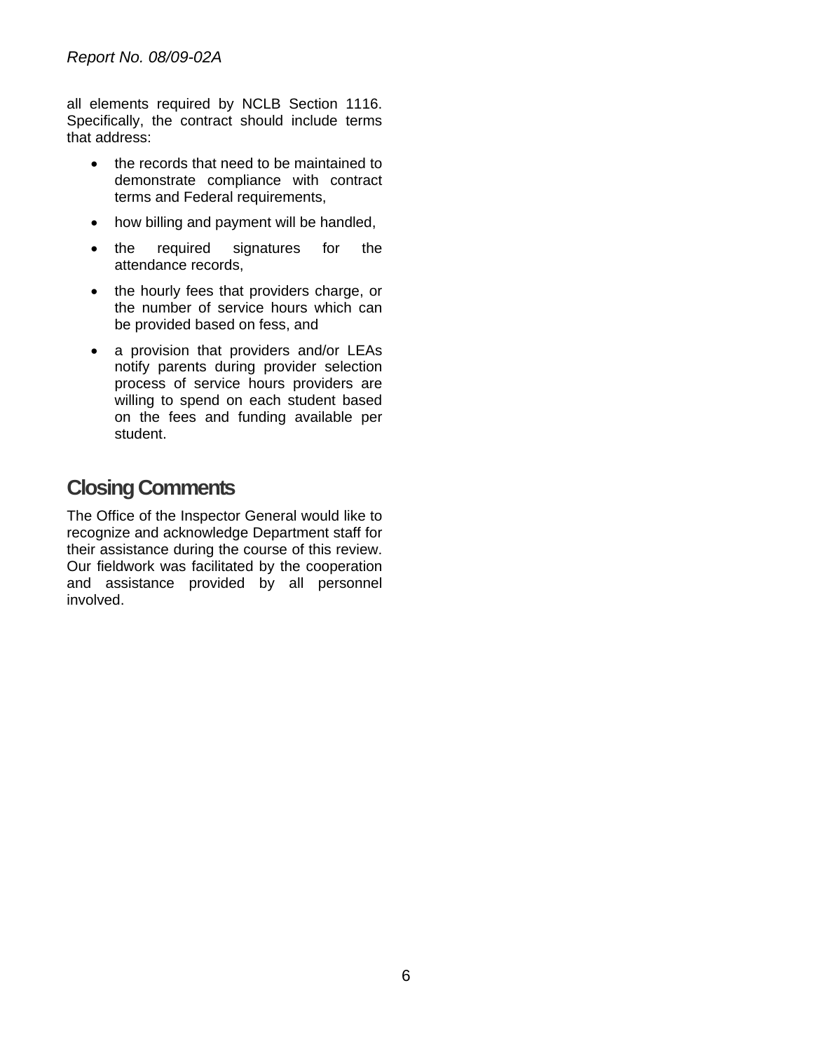all elements required by NCLB Section 1116. Specifically, the contract should include terms that address:

- the records that need to be maintained to demonstrate compliance with contract terms and Federal requirements,
- how billing and payment will be handled,
- the required signatures for the attendance records,
- the hourly fees that providers charge, or the number of service hours which can be provided based on fess, and
- a provision that providers and/or LEAs notify parents during provider selection process of service hours providers are willing to spend on each student based on the fees and funding available per student.

## Closing Comments

The Office of the Inspector General would like to recognize and acknowledge Department staff for their assistance during the course of this review. Our fieldwork was facilitated by the cooperation and assistance provided by all personnel involved.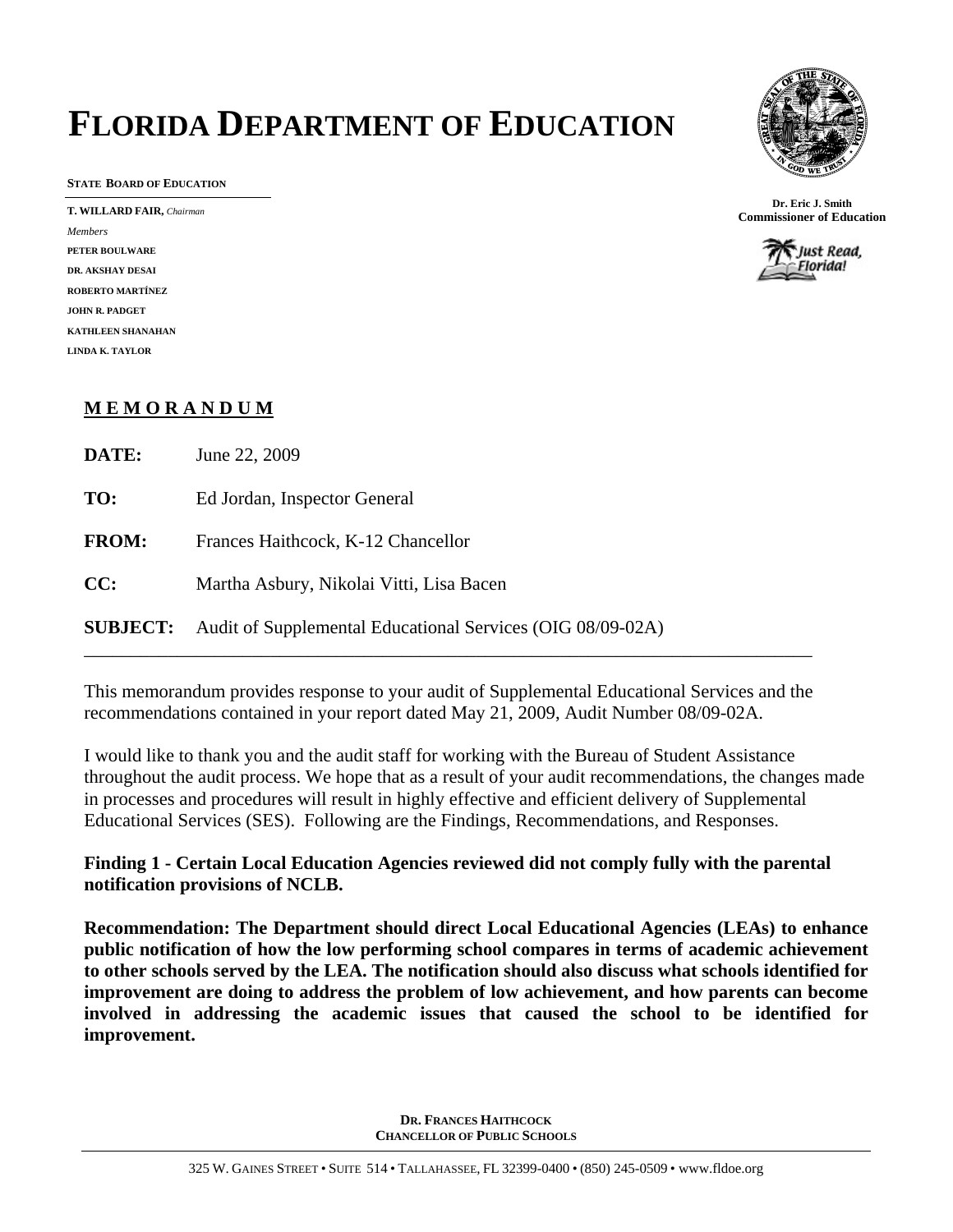# FLORIDA DEPARTMENT OF EDUCATION

**STATE BOARD OF EDUCATION**

**T. WILLARD FAIR,** *Chairman*

*Members*

**PETER BOULWARE**
**DR. AKSHAY DESAI**
**ROBERTO MARTÍNEZ**
**JOHN R. PADGET**
**KATHLEEN SHANAHAN**
**LINDA K. TAYLOR**

**Dr. Eric J. Smith**
**Commissioner of Education**

## MEMORANDUM

**DATE:** June 22, 2009

**TO:** Ed Jordan, Inspector General

**FROM:** Frances Haithcock, K-12 Chancellor

**CC:** Martha Asbury, Nikolai Vitti, Lisa Bacen

**SUBJECT:** Audit of Supplemental Educational Services (OIG 08/09-02A)

---

This memorandum provides response to your audit of Supplemental Educational Services and the recommendations contained in your report dated May 21, 2009, Audit Number 08/09-02A.

I would like to thank you and the audit staff for working with the Bureau of Student Assistance throughout the audit process. We hope that as a result of your audit recommendations, the changes made in processes and procedures will result in highly effective and efficient delivery of Supplemental Educational Services (SES). Following are the Findings, Recommendations, and Responses.

**Finding 1 - Certain Local Education Agencies reviewed did not comply fully with the parental notification provisions of NCLB.**

**Recommendation: The Department should direct Local Educational Agencies (LEAs) to enhance public notification of how the low performing school compares in terms of academic achievement to other schools served by the LEA. The notification should also discuss what schools identified for improvement are doing to address the problem of low achievement, and how parents can become involved in addressing the academic issues that caused the school to be identified for improvement.**

**DR. FRANCES HAITHCOCK**
**CHANCELLOR OF PUBLIC SCHOOLS**

325 W. GAINES STREET • SUITE 514 • TALLAHASSEE, FL 32399-0400 • (850) 245-0509 • www.fldoe.org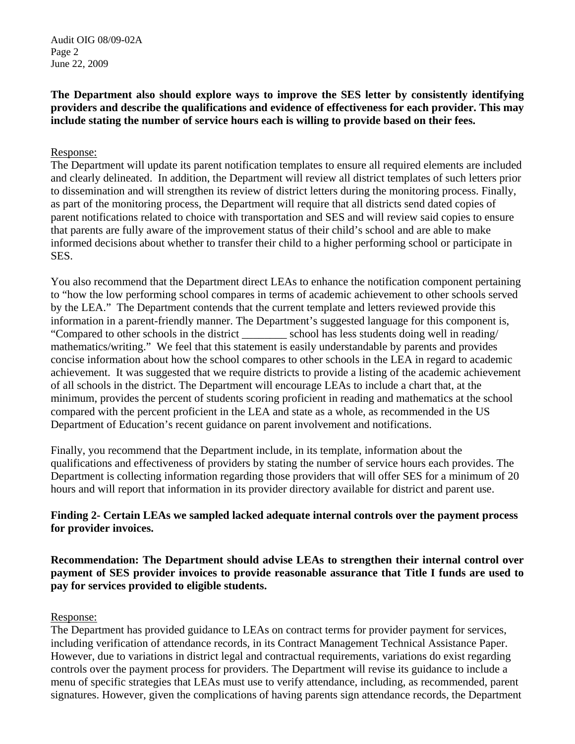**The Department also should explore ways to improve the SES letter by consistently identifying providers and describe the qualifications and evidence of effectiveness for each provider. This may include stating the number of service hours each is willing to provide based on their fees.**

Response:
The Department will update its parent notification templates to ensure all required elements are included and clearly delineated. In addition, the Department will review all district templates of such letters prior to dissemination and will strengthen its review of district letters during the monitoring process. Finally, as part of the monitoring process, the Department will require that all districts send dated copies of parent notifications related to choice with transportation and SES and will review said copies to ensure that parents are fully aware of the improvement status of their child's school and are able to make informed decisions about whether to transfer their child to a higher performing school or participate in SES.

You also recommend that the Department direct LEAs to enhance the notification component pertaining to "how the low performing school compares in terms of academic achievement to other schools served by the LEA." The Department contends that the current template and letters reviewed provide this information in a parent-friendly manner. The Department's suggested language for this component is, "Compared to other schools in the district ________ school has less students doing well in reading/ mathematics/writing." We feel that this statement is easily understandable by parents and provides concise information about how the school compares to other schools in the LEA in regard to academic achievement. It was suggested that we require districts to provide a listing of the academic achievement of all schools in the district. The Department will encourage LEAs to include a chart that, at the minimum, provides the percent of students scoring proficient in reading and mathematics at the school compared with the percent proficient in the LEA and state as a whole, as recommended in the US Department of Education's recent guidance on parent involvement and notifications.

Finally, you recommend that the Department include, in its template, information about the qualifications and effectiveness of providers by stating the number of service hours each provides. The Department is collecting information regarding those providers that will offer SES for a minimum of 20 hours and will report that information in its provider directory available for district and parent use.

**Finding 2- Certain LEAs we sampled lacked adequate internal controls over the payment process for provider invoices.**

**Recommendation: The Department should advise LEAs to strengthen their internal control over payment of SES provider invoices to provide reasonable assurance that Title I funds are used to pay for services provided to eligible students.**

Response:
The Department has provided guidance to LEAs on contract terms for provider payment for services, including verification of attendance records, in its Contract Management Technical Assistance Paper. However, due to variations in district legal and contractual requirements, variations do exist regarding controls over the payment process for providers. The Department will revise its guidance to include a menu of specific strategies that LEAs must use to verify attendance, including, as recommended, parent signatures. However, given the complications of having parents sign attendance records, the Department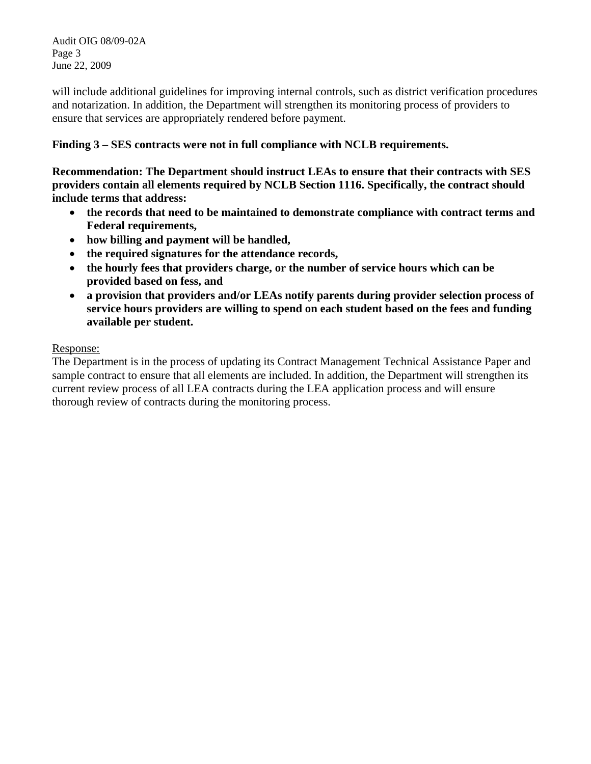will include additional guidelines for improving internal controls, such as district verification procedures and notarization. In addition, the Department will strengthen its monitoring process of providers to ensure that services are appropriately rendered before payment.

**Finding 3 – SES contracts were not in full compliance with NCLB requirements.**

**Recommendation: The Department should instruct LEAs to ensure that their contracts with SES providers contain all elements required by NCLB Section 1116. Specifically, the contract should include terms that address:**

- **the records that need to be maintained to demonstrate compliance with contract terms and Federal requirements,**
- **how billing and payment will be handled,**
- **the required signatures for the attendance records,**
- **the hourly fees that providers charge, or the number of service hours which can be provided based on fess, and**
- **a provision that providers and/or LEAs notify parents during provider selection process of service hours providers are willing to spend on each student based on the fees and funding available per student.**

Response:

The Department is in the process of updating its Contract Management Technical Assistance Paper and sample contract to ensure that all elements are included. In addition, the Department will strengthen its current review process of all LEA contracts during the LEA application process and will ensure thorough review of contracts during the monitoring process.